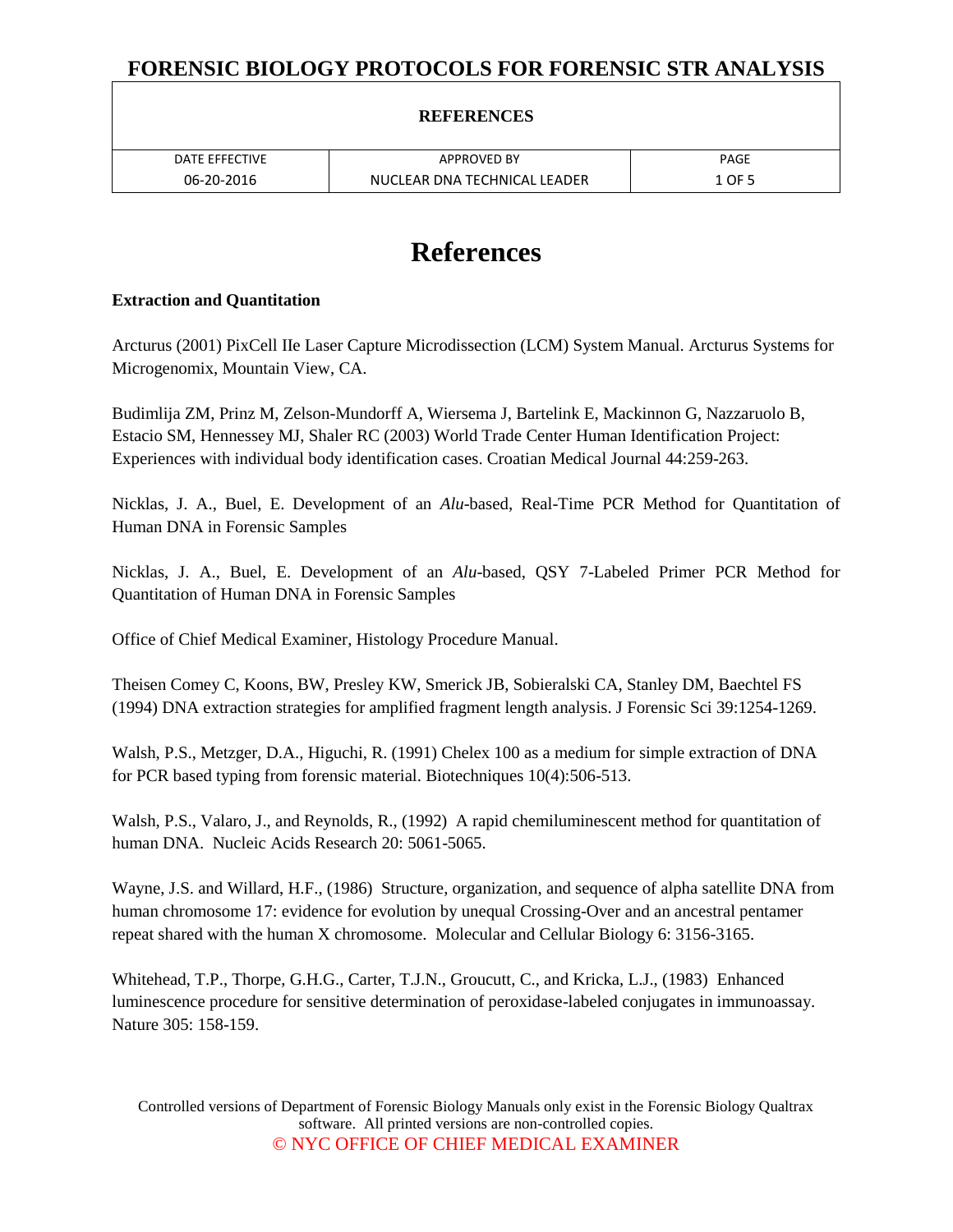# References

**Extraction and Quantitation**

Arcturus (2001) PixCell IIe Laser Capture Microdissection (LCM) System Manual. Arcturus Systems for Microgenomix, Mountain View, CA.

Budimlija ZM, Prinz M, Zelson-Mundorff A, Wiersema J, Bartelink E, Mackinnon G, Nazzaruolo B, Estacio SM, Hennessey MJ, Shaler RC (2003) World Trade Center Human Identification Project: Experiences with individual body identification cases. Croatian Medical Journal 44:259-263.

Nicklas, J. A., Buel, E. Development of an *Alu*-based, Real-Time PCR Method for Quantitation of Human DNA in Forensic Samples

Nicklas, J. A., Buel, E. Development of an *Alu*-based, QSY 7-Labeled Primer PCR Method for Quantitation of Human DNA in Forensic Samples

Office of Chief Medical Examiner, Histology Procedure Manual.

Theisen Comey C, Koons, BW, Presley KW, Smerick JB, Sobieralski CA, Stanley DM, Baechtel FS (1994) DNA extraction strategies for amplified fragment length analysis. J Forensic Sci 39:1254-1269.

Walsh, P.S., Metzger, D.A., Higuchi, R. (1991) Chelex 100 as a medium for simple extraction of DNA for PCR based typing from forensic material. Biotechniques 10(4):506-513.

Walsh, P.S., Valaro, J., and Reynolds, R., (1992) A rapid chemiluminescent method for quantitation of human DNA. Nucleic Acids Research 20: 5061-5065.

Wayne, J.S. and Willard, H.F., (1986) Structure, organization, and sequence of alpha satellite DNA from human chromosome 17: evidence for evolution by unequal Crossing-Over and an ancestral pentamer repeat shared with the human X chromosome. Molecular and Cellular Biology 6: 3156-3165.

Whitehead, T.P., Thorpe, G.H.G., Carter, T.J.N., Groucutt, C., and Kricka, L.J., (1983) Enhanced luminescence procedure for sensitive determination of peroxidase-labeled conjugates in immunoassay. Nature 305: 158-159.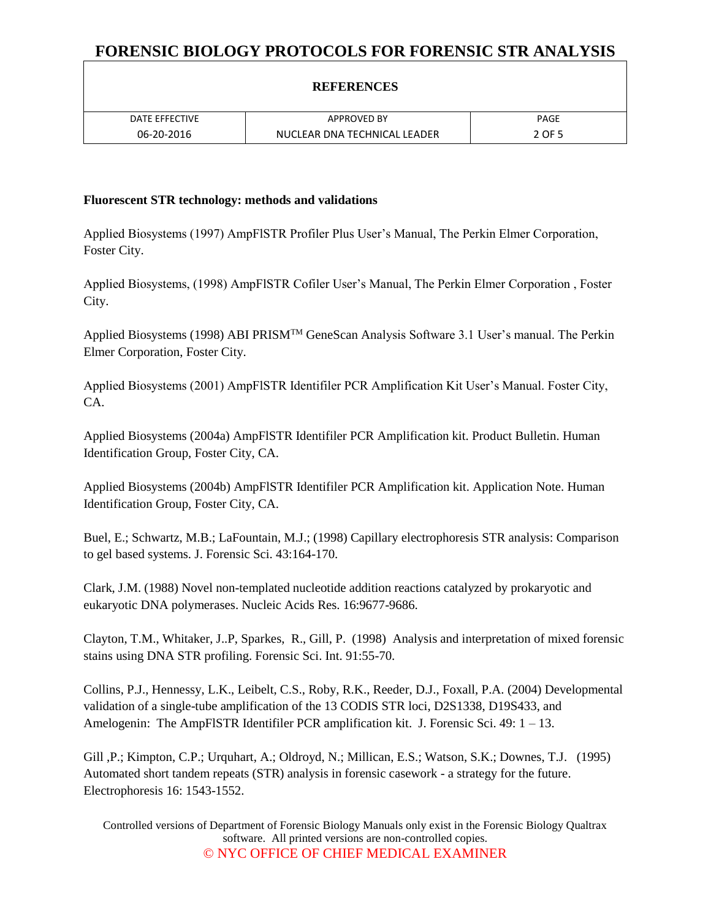**Fluorescent STR technology: methods and validations**

Applied Biosystems (1997) AmpFlSTR Profiler Plus User's Manual, The Perkin Elmer Corporation, Foster City.

Applied Biosystems, (1998) AmpFlSTR Cofiler User's Manual, The Perkin Elmer Corporation , Foster City.

Applied Biosystems (1998) ABI PRISM™ GeneScan Analysis Software 3.1 User's manual. The Perkin Elmer Corporation, Foster City.

Applied Biosystems (2001) AmpFlSTR Identifiler PCR Amplification Kit User's Manual. Foster City, CA.

Applied Biosystems (2004a) AmpFlSTR Identifiler PCR Amplification kit. Product Bulletin. Human Identification Group, Foster City, CA.

Applied Biosystems (2004b) AmpFlSTR Identifiler PCR Amplification kit. Application Note. Human Identification Group, Foster City, CA.

Buel, E.; Schwartz, M.B.; LaFountain, M.J.; (1998) Capillary electrophoresis STR analysis: Comparison to gel based systems. J. Forensic Sci. 43:164-170.

Clark, J.M. (1988) Novel non-templated nucleotide addition reactions catalyzed by prokaryotic and eukaryotic DNA polymerases. Nucleic Acids Res. 16:9677-9686.

Clayton, T.M., Whitaker, J..P, Sparkes, R., Gill, P. (1998) Analysis and interpretation of mixed forensic stains using DNA STR profiling. Forensic Sci. Int. 91:55-70.

Collins, P.J., Hennessy, L.K., Leibelt, C.S., Roby, R.K., Reeder, D.J., Foxall, P.A. (2004) Developmental validation of a single-tube amplification of the 13 CODIS STR loci, D2S1338, D19S433, and Amelogenin: The AmpFlSTR Identifiler PCR amplification kit. J. Forensic Sci. 49: 1 – 13.

Gill ,P.; Kimpton, C.P.; Urquhart, A.; Oldroyd, N.; Millican, E.S.; Watson, S.K.; Downes, T.J. (1995) Automated short tandem repeats (STR) analysis in forensic casework - a strategy for the future. Electrophoresis 16: 1543-1552.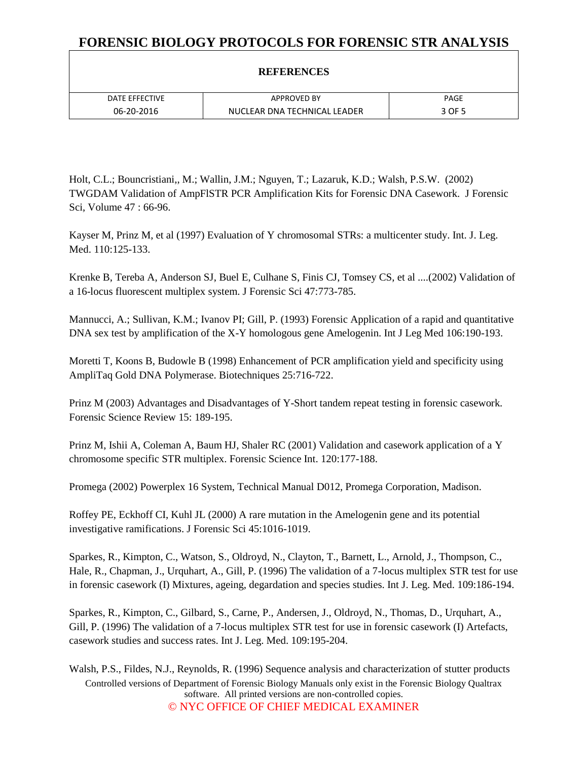Holt, C.L.; Bouncristiani,, M.; Wallin, J.M.; Nguyen, T.; Lazaruk, K.D.; Walsh, P.S.W. (2002) TWGDAM Validation of AmpFlSTR PCR Amplification Kits for Forensic DNA Casework. J Forensic Sci, Volume 47 : 66-96.

Kayser M, Prinz M, et al (1997) Evaluation of Y chromosomal STRs: a multicenter study. Int. J. Leg. Med. 110:125-133.

Krenke B, Tereba A, Anderson SJ, Buel E, Culhane S, Finis CJ, Tomsey CS, et al ....(2002) Validation of a 16-locus fluorescent multiplex system. J Forensic Sci 47:773-785.

Mannucci, A.; Sullivan, K.M.; Ivanov PI; Gill, P. (1993) Forensic Application of a rapid and quantitative DNA sex test by amplification of the X-Y homologous gene Amelogenin. Int J Leg Med 106:190-193.

Moretti T, Koons B, Budowle B (1998) Enhancement of PCR amplification yield and specificity using AmpliTaq Gold DNA Polymerase. Biotechniques 25:716-722.

Prinz M (2003) Advantages and Disadvantages of Y-Short tandem repeat testing in forensic casework. Forensic Science Review 15: 189-195.

Prinz M, Ishii A, Coleman A, Baum HJ, Shaler RC (2001) Validation and casework application of a Y chromosome specific STR multiplex. Forensic Science Int. 120:177-188.

Promega (2002) Powerplex 16 System, Technical Manual D012, Promega Corporation, Madison.

Roffey PE, Eckhoff CI, Kuhl JL (2000) A rare mutation in the Amelogenin gene and its potential investigative ramifications. J Forensic Sci 45:1016-1019.

Sparkes, R., Kimpton, C., Watson, S., Oldroyd, N., Clayton, T., Barnett, L., Arnold, J., Thompson, C., Hale, R., Chapman, J., Urquhart, A., Gill, P. (1996) The validation of a 7-locus multiplex STR test for use in forensic casework (I) Mixtures, ageing, degardation and species studies. Int J. Leg. Med. 109:186-194.

Sparkes, R., Kimpton, C., Gilbard, S., Carne, P., Andersen, J., Oldroyd, N., Thomas, D., Urquhart, A., Gill, P. (1996) The validation of a 7-locus multiplex STR test for use in forensic casework (I) Artefacts, casework studies and success rates. Int J. Leg. Med. 109:195-204.

Walsh, P.S., Fildes, N.J., Reynolds, R. (1996) Sequence analysis and characterization of stutter products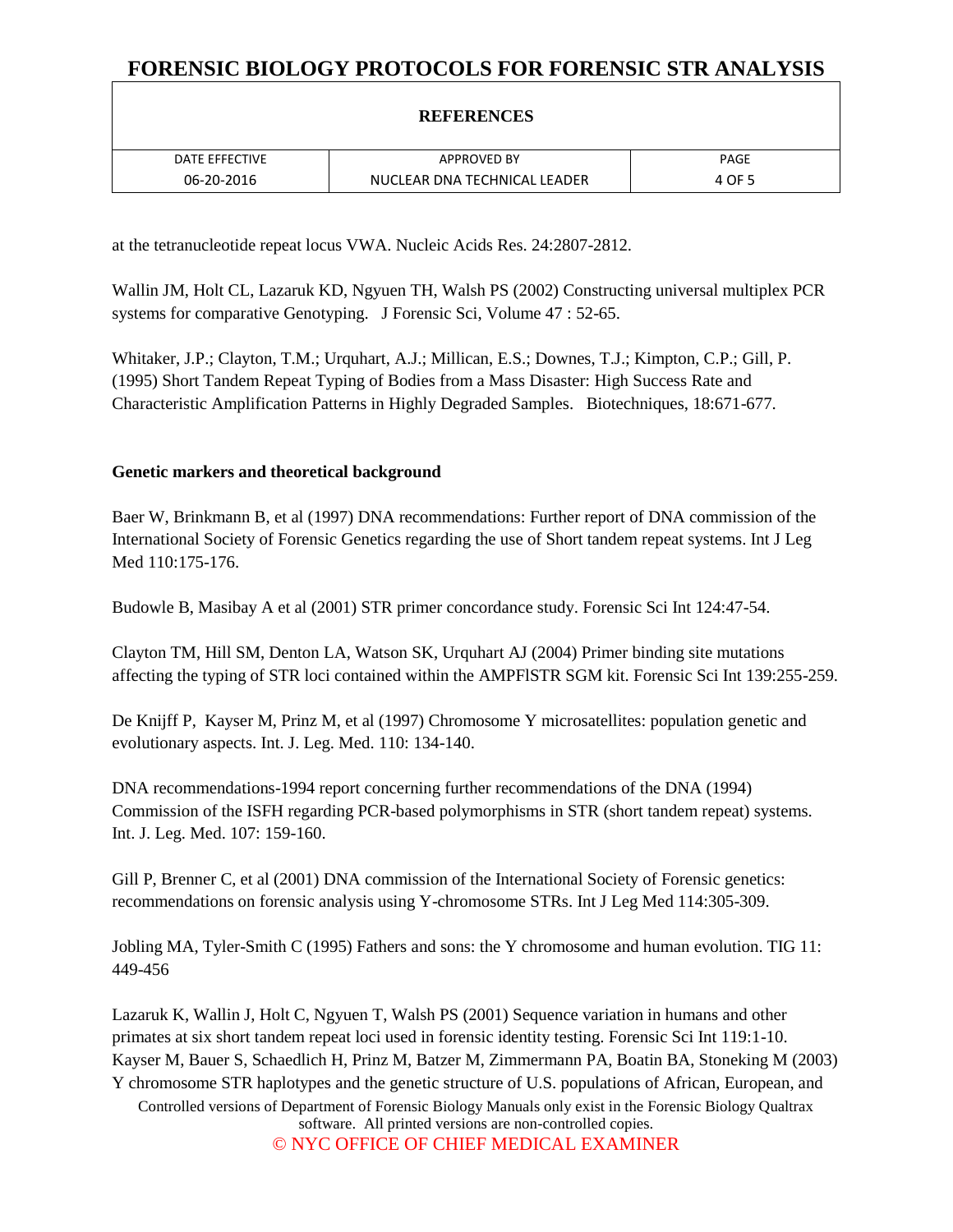at the tetranucleotide repeat locus VWA. Nucleic Acids Res. 24:2807-2812.

Wallin JM, Holt CL, Lazaruk KD, Ngyuen TH, Walsh PS (2002) Constructing universal multiplex PCR systems for comparative Genotyping. J Forensic Sci, Volume 47 : 52-65.

Whitaker, J.P.; Clayton, T.M.; Urquhart, A.J.; Millican, E.S.; Downes, T.J.; Kimpton, C.P.; Gill, P. (1995) Short Tandem Repeat Typing of Bodies from a Mass Disaster: High Success Rate and Characteristic Amplification Patterns in Highly Degraded Samples. Biotechniques, 18:671-677.

**Genetic markers and theoretical background**

Baer W, Brinkmann B, et al (1997) DNA recommendations: Further report of DNA commission of the International Society of Forensic Genetics regarding the use of Short tandem repeat systems. Int J Leg Med 110:175-176.

Budowle B, Masibay A et al (2001) STR primer concordance study. Forensic Sci Int 124:47-54.

Clayton TM, Hill SM, Denton LA, Watson SK, Urquhart AJ (2004) Primer binding site mutations affecting the typing of STR loci contained within the AMPFlSTR SGM kit. Forensic Sci Int 139:255-259.

De Knijff P, Kayser M, Prinz M, et al (1997) Chromosome Y microsatellites: population genetic and evolutionary aspects. Int. J. Leg. Med. 110: 134-140.

DNA recommendations-1994 report concerning further recommendations of the DNA (1994) Commission of the ISFH regarding PCR-based polymorphisms in STR (short tandem repeat) systems. Int. J. Leg. Med. 107: 159-160.

Gill P, Brenner C, et al (2001) DNA commission of the International Society of Forensic genetics: recommendations on forensic analysis using Y-chromosome STRs. Int J Leg Med 114:305-309.

Jobling MA, Tyler-Smith C (1995) Fathers and sons: the Y chromosome and human evolution. TIG 11: 449-456

Lazaruk K, Wallin J, Holt C, Ngyuen T, Walsh PS (2001) Sequence variation in humans and other primates at six short tandem repeat loci used in forensic identity testing. Forensic Sci Int 119:1-10.
Kayser M, Bauer S, Schaedlich H, Prinz M, Batzer M, Zimmermann PA, Boatin BA, Stoneking M (2003) Y chromosome STR haplotypes and the genetic structure of U.S. populations of African, European, and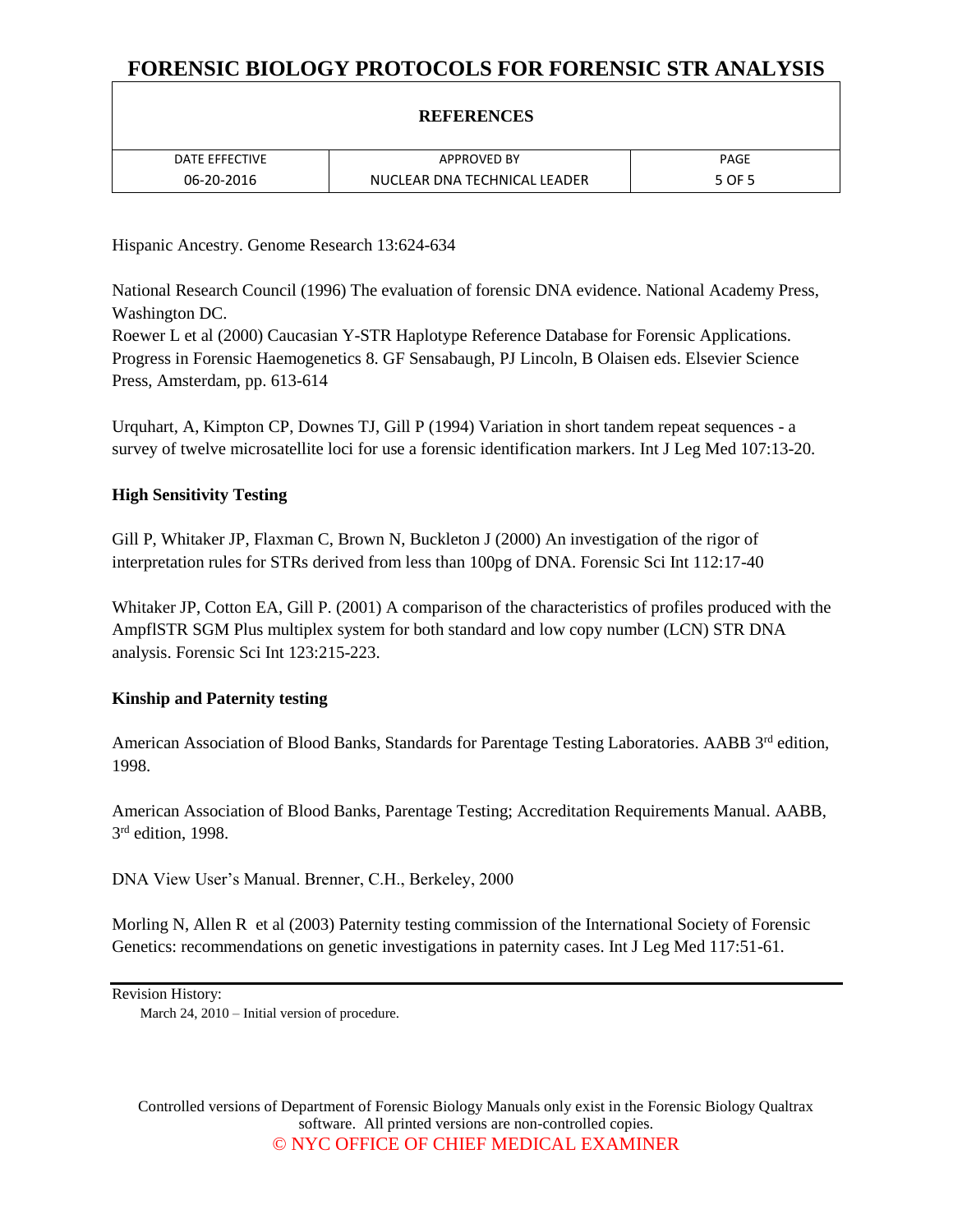Hispanic Ancestry. Genome Research 13:624-634

National Research Council (1996) The evaluation of forensic DNA evidence. National Academy Press, Washington DC.

Roewer L et al (2000) Caucasian Y-STR Haplotype Reference Database for Forensic Applications. Progress in Forensic Haemogenetics 8. GF Sensabaugh, PJ Lincoln, B Olaisen eds. Elsevier Science Press, Amsterdam, pp. 613-614

Urquhart, A, Kimpton CP, Downes TJ, Gill P (1994) Variation in short tandem repeat sequences - a survey of twelve microsatellite loci for use a forensic identification markers. Int J Leg Med 107:13-20.

**High Sensitivity Testing**

Gill P, Whitaker JP, Flaxman C, Brown N, Buckleton J (2000) An investigation of the rigor of interpretation rules for STRs derived from less than 100pg of DNA. Forensic Sci Int 112:17-40

Whitaker JP, Cotton EA, Gill P. (2001) A comparison of the characteristics of profiles produced with the AmpflSTR SGM Plus multiplex system for both standard and low copy number (LCN) STR DNA analysis. Forensic Sci Int 123:215-223.

**Kinship and Paternity testing**

American Association of Blood Banks, Standards for Parentage Testing Laboratories. AABB 3rd edition, 1998.

American Association of Blood Banks, Parentage Testing; Accreditation Requirements Manual. AABB, 3rd edition, 1998.

DNA View User's Manual. Brenner, C.H., Berkeley, 2000

Morling N, Allen R et al (2003) Paternity testing commission of the International Society of Forensic Genetics: recommendations on genetic investigations in paternity cases. Int J Leg Med 117:51-61.

Revision History:

March 24, 2010 – Initial version of procedure.